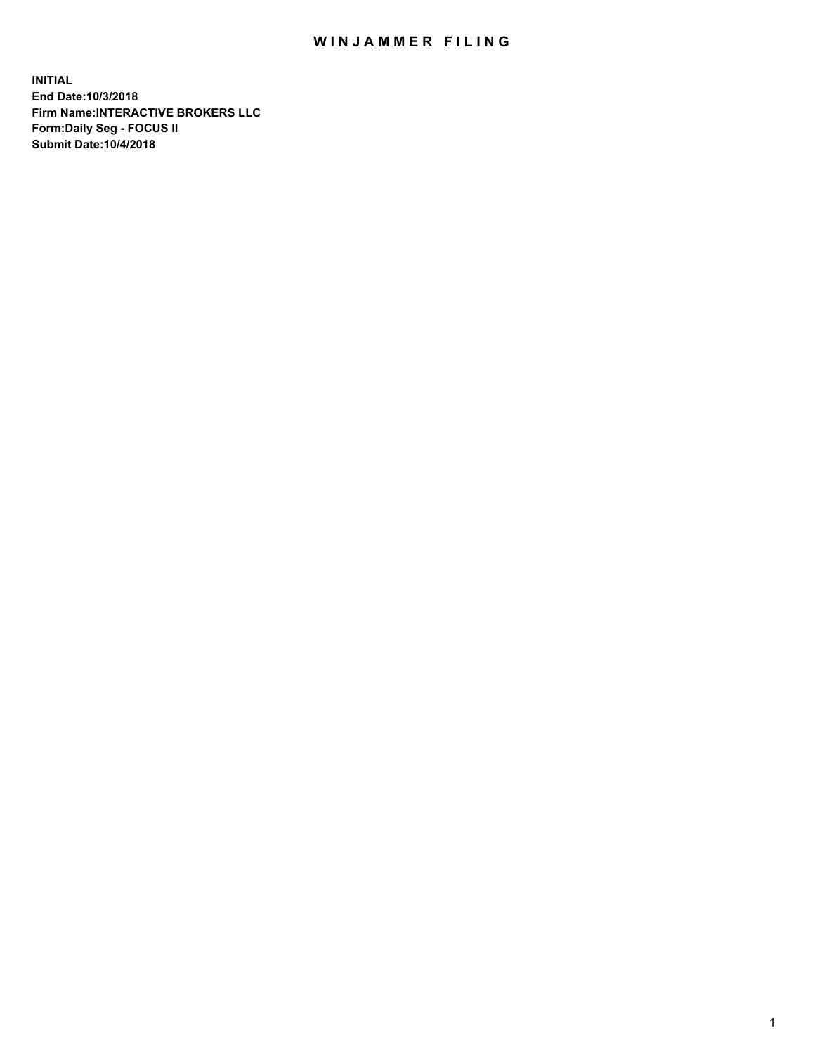# WINJAMMER FILING

**INITIAL**
**End Date:10/3/2018**
**Firm Name:INTERACTIVE BROKERS LLC**
**Form:Daily Seg - FOCUS II**
**Submit Date:10/4/2018**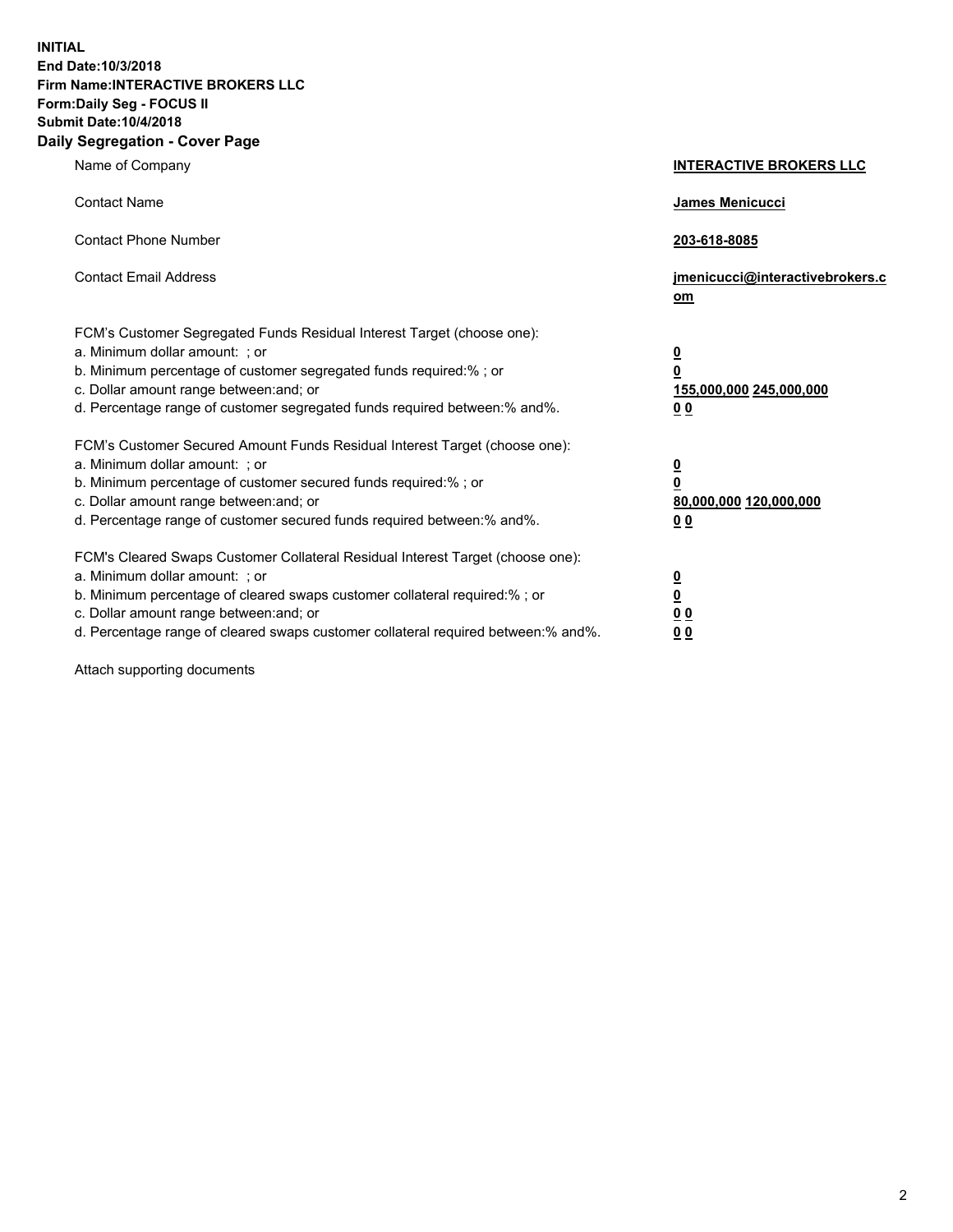**INITIAL**
**End Date:10/3/2018**
**Firm Name:INTERACTIVE BROKERS LLC**
**Form:Daily Seg - FOCUS II**
**Submit Date:10/4/2018**

## Daily Segregation - Cover Page

| | |
|---|---|
| Name of Company | **INTERACTIVE BROKERS LLC** |
| Contact Name | **James Menicucci** |
| Contact Phone Number | **203-618-8085** |
| Contact Email Address | **jmenicucci@interactivebrokers.com** |

FCM's Customer Segregated Funds Residual Interest Target (choose one):

| | |
|---|---|
| a. Minimum dollar amount: ; or | **0** |
| b. Minimum percentage of customer segregated funds required:% ; or | **0** |
| c. Dollar amount range between:and; or | **155,000,000 245,000,000** |
| d. Percentage range of customer segregated funds required between:% and%. | **0 0** |

FCM's Customer Secured Amount Funds Residual Interest Target (choose one):

| | |
|---|---|
| a. Minimum dollar amount: ; or | **0** |
| b. Minimum percentage of customer secured funds required:% ; or | **0** |
| c. Dollar amount range between:and; or | **80,000,000 120,000,000** |
| d. Percentage range of customer secured funds required between:% and%. | **0 0** |

FCM's Cleared Swaps Customer Collateral Residual Interest Target (choose one):

| | |
|---|---|
| a. Minimum dollar amount: ; or | **0** |
| b. Minimum percentage of cleared swaps customer collateral required:% ; or | **0** |
| c. Dollar amount range between:and; or | **0 0** |
| d. Percentage range of cleared swaps customer collateral required between:% and%. | **0 0** |

Attach supporting documents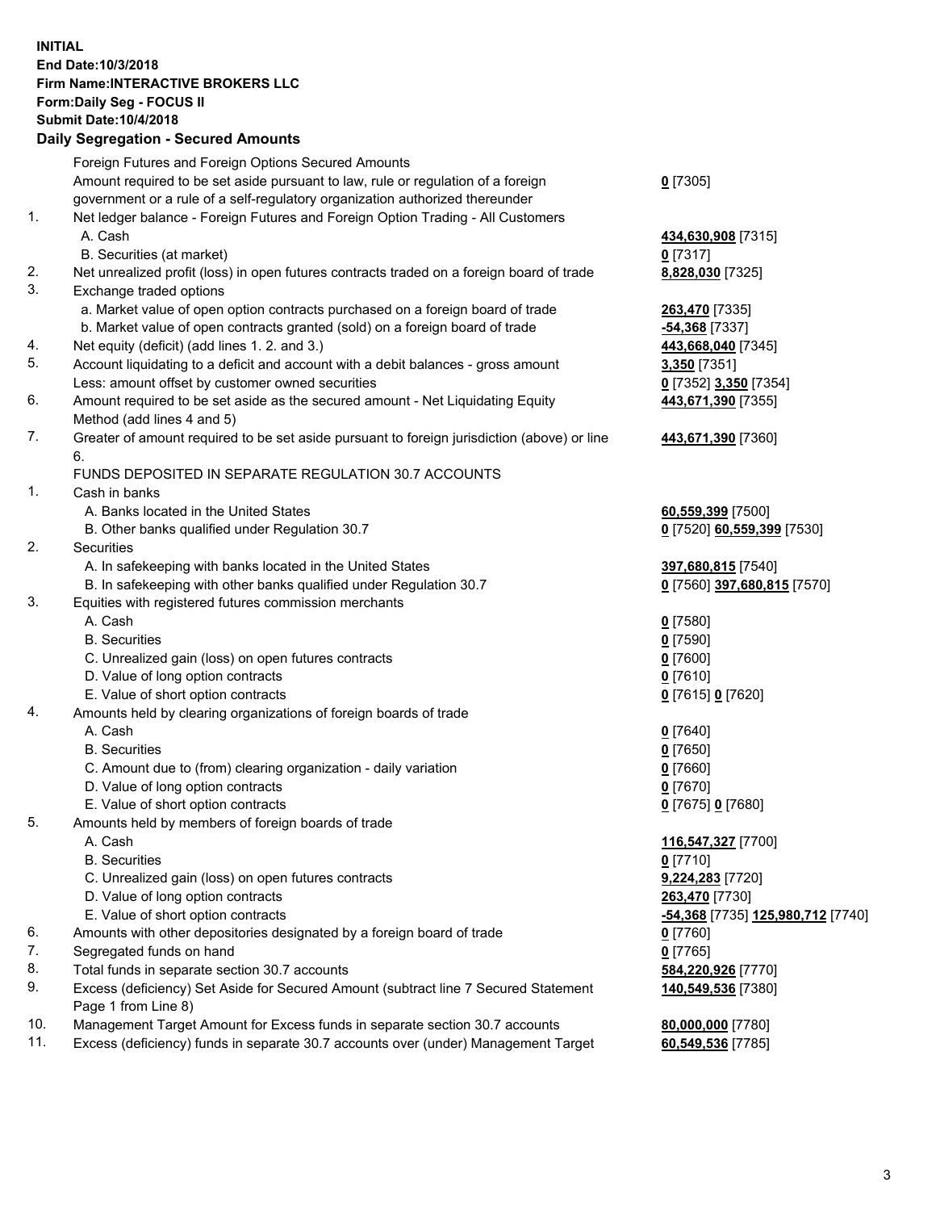**INITIAL**
**End Date:10/3/2018**
**Firm Name:INTERACTIVE BROKERS LLC**
**Form:Daily Seg - FOCUS II**
**Submit Date:10/4/2018**

## Daily Segregation - Secured Amounts

| | | |
|---|---|---|
| | Foreign Futures and Foreign Options Secured Amounts | |
| | Amount required to be set aside pursuant to law, rule or regulation of a foreign government or a rule of a self-regulatory organization authorized thereunder | **0** [7305] |
| 1. | Net ledger balance - Foreign Futures and Foreign Option Trading - All Customers | |
| | A. Cash | **434,630,908** [7315] |
| | B. Securities (at market) | **0** [7317] |
| 2. | Net unrealized profit (loss) in open futures contracts traded on a foreign board of trade | **8,828,030** [7325] |
| 3. | Exchange traded options | |
| | a. Market value of open option contracts purchased on a foreign board of trade | **263,470** [7335] |
| | b. Market value of open contracts granted (sold) on a foreign board of trade | **-54,368** [7337] |
| 4. | Net equity (deficit) (add lines 1. 2. and 3.) | **443,668,040** [7345] |
| 5. | Account liquidating to a deficit and account with a debit balances - gross amount | **3,350** [7351] |
| | Less: amount offset by customer owned securities | **0** [7352] **3,350** [7354] |
| 6. | Amount required to be set aside as the secured amount - Net Liquidating Equity Method (add lines 4 and 5) | **443,671,390** [7355] |
| 7. | Greater of amount required to be set aside pursuant to foreign jurisdiction (above) or line 6. | **443,671,390** [7360] |
| | FUNDS DEPOSITED IN SEPARATE REGULATION 30.7 ACCOUNTS | |
| 1. | Cash in banks | |
| | A. Banks located in the United States | **60,559,399** [7500] |
| | B. Other banks qualified under Regulation 30.7 | **0** [7520] **60,559,399** [7530] |
| 2. | Securities | |
| | A. In safekeeping with banks located in the United States | **397,680,815** [7540] |
| | B. In safekeeping with other banks qualified under Regulation 30.7 | **0** [7560] **397,680,815** [7570] |
| 3. | Equities with registered futures commission merchants | |
| | A. Cash | **0** [7580] |
| | B. Securities | **0** [7590] |
| | C. Unrealized gain (loss) on open futures contracts | **0** [7600] |
| | D. Value of long option contracts | **0** [7610] |
| | E. Value of short option contracts | **0** [7615] **0** [7620] |
| 4. | Amounts held by clearing organizations of foreign boards of trade | |
| | A. Cash | **0** [7640] |
| | B. Securities | **0** [7650] |
| | C. Amount due to (from) clearing organization - daily variation | **0** [7660] |
| | D. Value of long option contracts | **0** [7670] |
| | E. Value of short option contracts | **0** [7675] **0** [7680] |
| 5. | Amounts held by members of foreign boards of trade | |
| | A. Cash | **116,547,327** [7700] |
| | B. Securities | **0** [7710] |
| | C. Unrealized gain (loss) on open futures contracts | **9,224,283** [7720] |
| | D. Value of long option contracts | **263,470** [7730] |
| | E. Value of short option contracts | **-54,368** [7735] **125,980,712** [7740] |
| 6. | Amounts with other depositories designated by a foreign board of trade | **0** [7760] |
| 7. | Segregated funds on hand | **0** [7765] |
| 8. | Total funds in separate section 30.7 accounts | **584,220,926** [7770] |
| 9. | Excess (deficiency) Set Aside for Secured Amount (subtract line 7 Secured Statement Page 1 from Line 8) | **140,549,536** [7380] |
| 10. | Management Target Amount for Excess funds in separate section 30.7 accounts | **80,000,000** [7780] |
| 11. | Excess (deficiency) funds in separate 30.7 accounts over (under) Management Target | **60,549,536** [7785] |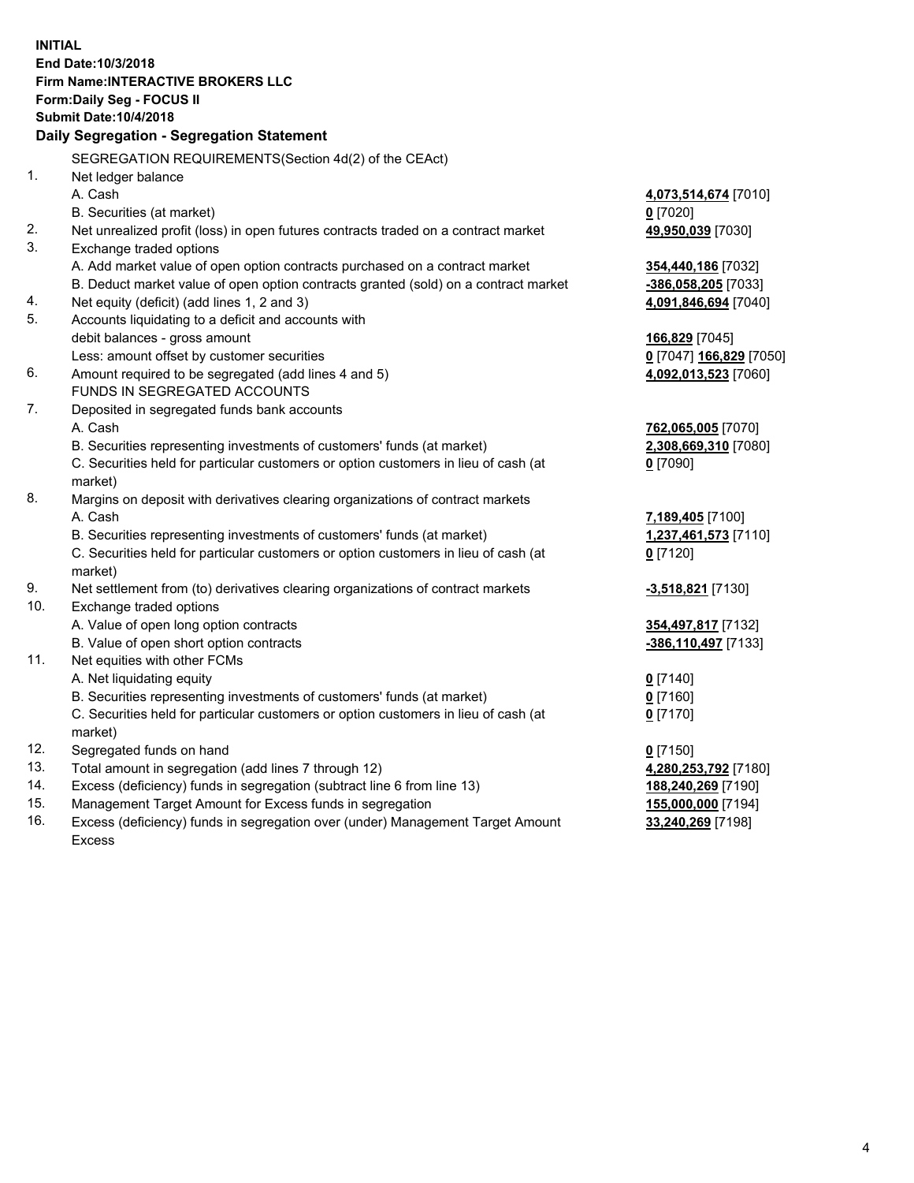**INITIAL**
**End Date:10/3/2018**
**Firm Name:INTERACTIVE BROKERS LLC**
**Form:Daily Seg - FOCUS II**
**Submit Date:10/4/2018**
**Daily Segregation - Segregation Statement**

SEGREGATION REQUIREMENTS(Section 4d(2) of the CEAct)

| | | |
|---|---|---|
| 1. | Net ledger balance | |
| | A. Cash | **4,073,514,674** [7010] |
| | B. Securities (at market) | **0** [7020] |
| 2. | Net unrealized profit (loss) in open futures contracts traded on a contract market | **49,950,039** [7030] |
| 3. | Exchange traded options | |
| | A. Add market value of open option contracts purchased on a contract market | **354,440,186** [7032] |
| | B. Deduct market value of open option contracts granted (sold) on a contract market | **-386,058,205** [7033] |
| 4. | Net equity (deficit) (add lines 1, 2 and 3) | **4,091,846,694** [7040] |
| 5. | Accounts liquidating to a deficit and accounts with | |
| | debit balances - gross amount | **166,829** [7045] |
| | Less: amount offset by customer securities | **0** [7047] **166,829** [7050] |
| 6. | Amount required to be segregated (add lines 4 and 5) | **4,092,013,523** [7060] |
| | FUNDS IN SEGREGATED ACCOUNTS | |
| 7. | Deposited in segregated funds bank accounts | |
| | A. Cash | **762,065,005** [7070] |
| | B. Securities representing investments of customers' funds (at market) | **2,308,669,310** [7080] |
| | C. Securities held for particular customers or option customers in lieu of cash (at market) | **0** [7090] |
| 8. | Margins on deposit with derivatives clearing organizations of contract markets | |
| | A. Cash | **7,189,405** [7100] |
| | B. Securities representing investments of customers' funds (at market) | **1,237,461,573** [7110] |
| | C. Securities held for particular customers or option customers in lieu of cash (at market) | **0** [7120] |
| 9. | Net settlement from (to) derivatives clearing organizations of contract markets | **-3,518,821** [7130] |
| 10. | Exchange traded options | |
| | A. Value of open long option contracts | **354,497,817** [7132] |
| | B. Value of open short option contracts | **-386,110,497** [7133] |
| 11. | Net equities with other FCMs | |
| | A. Net liquidating equity | **0** [7140] |
| | B. Securities representing investments of customers' funds (at market) | **0** [7160] |
| | C. Securities held for particular customers or option customers in lieu of cash (at market) | **0** [7170] |
| 12. | Segregated funds on hand | **0** [7150] |
| 13. | Total amount in segregation (add lines 7 through 12) | **4,280,253,792** [7180] |
| 14. | Excess (deficiency) funds in segregation (subtract line 6 from line 13) | **188,240,269** [7190] |
| 15. | Management Target Amount for Excess funds in segregation | **155,000,000** [7194] |
| 16. | Excess (deficiency) funds in segregation over (under) Management Target Amount Excess | **33,240,269** [7198] |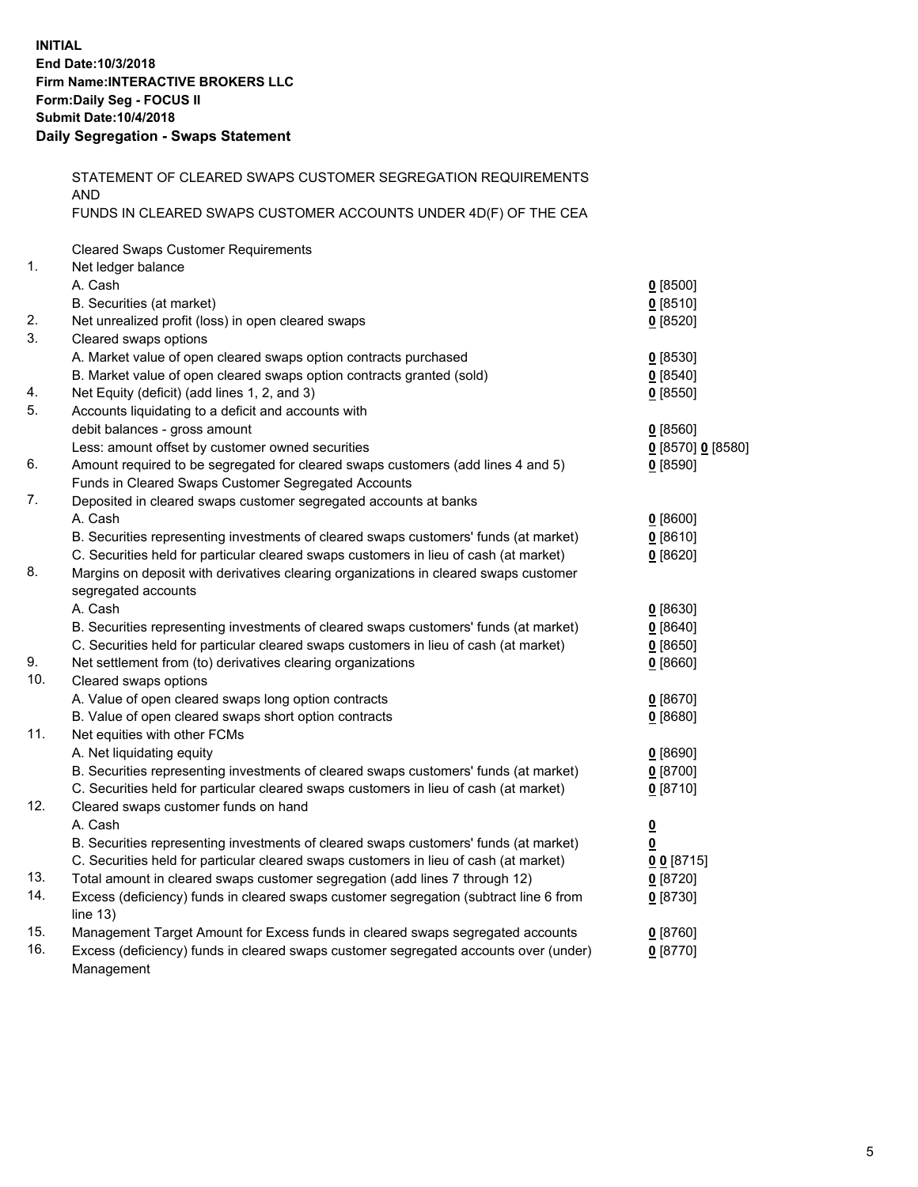**INITIAL**
**End Date:10/3/2018**
**Firm Name:INTERACTIVE BROKERS LLC**
**Form:Daily Seg - FOCUS II**
**Submit Date:10/4/2018**
**Daily Segregation - Swaps Statement**

STATEMENT OF CLEARED SWAPS CUSTOMER SEGREGATION REQUIREMENTS AND FUNDS IN CLEARED SWAPS CUSTOMER ACCOUNTS UNDER 4D(F) OF THE CEA

| | | |
|---|---|---|
| | Cleared Swaps Customer Requirements | |
| 1. | Net ledger balance | |
| | A. Cash | 0 [8500] |
| | B. Securities (at market) | 0 [8510] |
| 2. | Net unrealized profit (loss) in open cleared swaps | 0 [8520] |
| 3. | Cleared swaps options | |
| | A. Market value of open cleared swaps option contracts purchased | 0 [8530] |
| | B. Market value of open cleared swaps option contracts granted (sold) | 0 [8540] |
| 4. | Net Equity (deficit) (add lines 1, 2, and 3) | 0 [8550] |
| 5. | Accounts liquidating to a deficit and accounts with debit balances - gross amount | 0 [8560] |
| | Less: amount offset by customer owned securities | 0 [8570] 0 [8580] |
| 6. | Amount required to be segregated for cleared swaps customers (add lines 4 and 5) | 0 [8590] |
| | Funds in Cleared Swaps Customer Segregated Accounts | |
| 7. | Deposited in cleared swaps customer segregated accounts at banks | |
| | A. Cash | 0 [8600] |
| | B. Securities representing investments of cleared swaps customers' funds (at market) | 0 [8610] |
| | C. Securities held for particular cleared swaps customers in lieu of cash (at market) | 0 [8620] |
| 8. | Margins on deposit with derivatives clearing organizations in cleared swaps customer segregated accounts | |
| | A. Cash | 0 [8630] |
| | B. Securities representing investments of cleared swaps customers' funds (at market) | 0 [8640] |
| | C. Securities held for particular cleared swaps customers in lieu of cash (at market) | 0 [8650] |
| 9. | Net settlement from (to) derivatives clearing organizations | 0 [8660] |
| 10. | Cleared swaps options | |
| | A. Value of open cleared swaps long option contracts | 0 [8670] |
| | B. Value of open cleared swaps short option contracts | 0 [8680] |
| 11. | Net equities with other FCMs | |
| | A. Net liquidating equity | 0 [8690] |
| | B. Securities representing investments of cleared swaps customers' funds (at market) | 0 [8700] |
| | C. Securities held for particular cleared swaps customers in lieu of cash (at market) | 0 [8710] |
| 12. | Cleared swaps customer funds on hand | |
| | A. Cash | 0 |
| | B. Securities representing investments of cleared swaps customers' funds (at market) | 0 |
| | C. Securities held for particular cleared swaps customers in lieu of cash (at market) | 0 0 [8715] |
| 13. | Total amount in cleared swaps customer segregation (add lines 7 through 12) | 0 [8720] |
| 14. | Excess (deficiency) funds in cleared swaps customer segregation (subtract line 6 from line 13) | 0 [8730] |
| 15. | Management Target Amount for Excess funds in cleared swaps segregated accounts | 0 [8760] |
| 16. | Excess (deficiency) funds in cleared swaps customer segregated accounts over (under) Management | 0 [8770] |